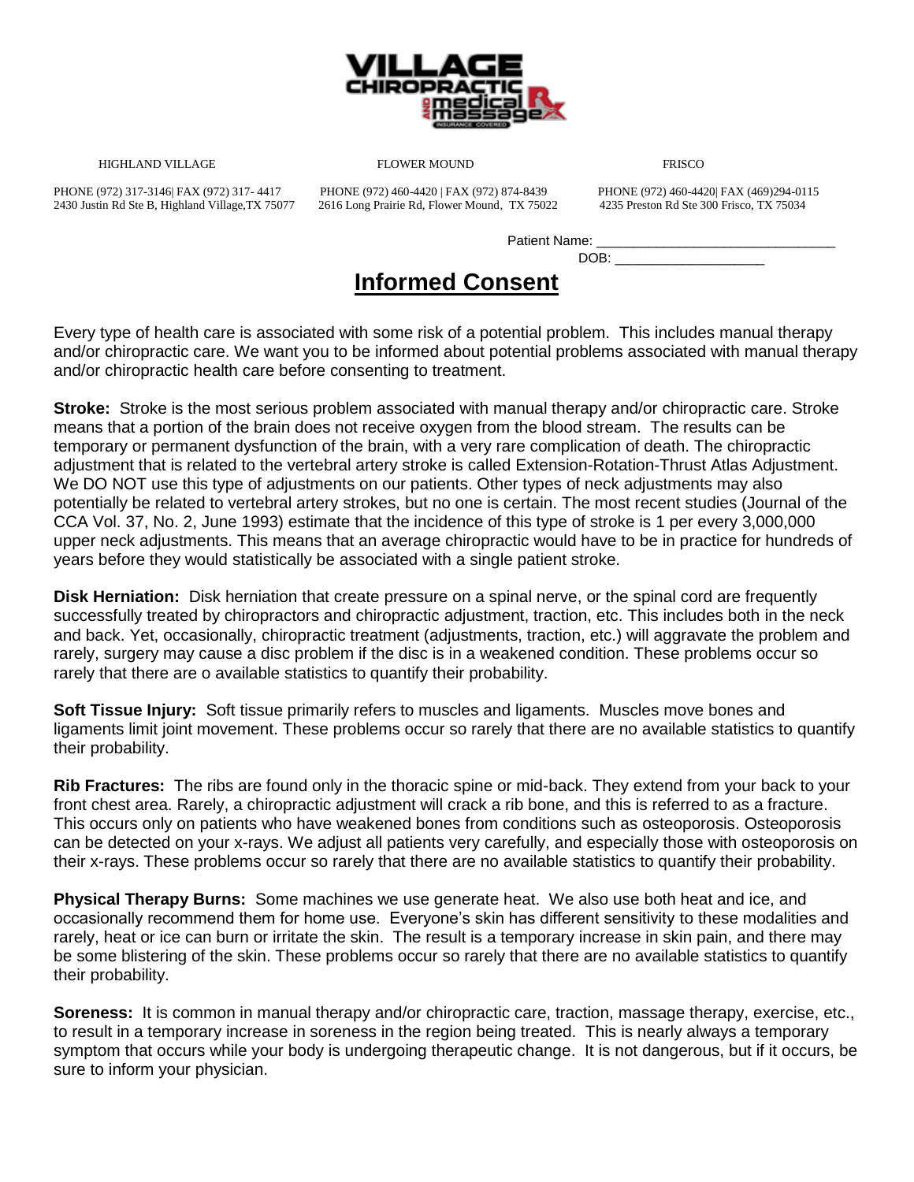HIGHLAND VILLAGE

PHONE (972) 317-3146| FAX (972) 317- 4417
2430 Justin Rd Ste B, Highland Village,TX 75077

FLOWER MOUND

PHONE (972) 460-4420 | FAX (972) 874-8439
2616 Long Prairie Rd, Flower Mound, TX 75022

FRISCO

PHONE (972) 460-4420| FAX (469)294-0115
4235 Preston Rd Ste 300 Frisco, TX 75034

Patient Name: ________________________________

DOB: ____________________

# Informed Consent

Every type of health care is associated with some risk of a potential problem. This includes manual therapy and/or chiropractic care. We want you to be informed about potential problems associated with manual therapy and/or chiropractic health care before consenting to treatment.

**Stroke:** Stroke is the most serious problem associated with manual therapy and/or chiropractic care. Stroke means that a portion of the brain does not receive oxygen from the blood stream. The results can be temporary or permanent dysfunction of the brain, with a very rare complication of death. The chiropractic adjustment that is related to the vertebral artery stroke is called Extension-Rotation-Thrust Atlas Adjustment. We DO NOT use this type of adjustments on our patients. Other types of neck adjustments may also potentially be related to vertebral artery strokes, but no one is certain. The most recent studies (Journal of the CCA Vol. 37, No. 2, June 1993) estimate that the incidence of this type of stroke is 1 per every 3,000,000 upper neck adjustments. This means that an average chiropractic would have to be in practice for hundreds of years before they would statistically be associated with a single patient stroke.

**Disk Herniation:** Disk herniation that create pressure on a spinal nerve, or the spinal cord are frequently successfully treated by chiropractors and chiropractic adjustment, traction, etc. This includes both in the neck and back. Yet, occasionally, chiropractic treatment (adjustments, traction, etc.) will aggravate the problem and rarely, surgery may cause a disc problem if the disc is in a weakened condition. These problems occur so rarely that there are o available statistics to quantify their probability.

**Soft Tissue Injury:** Soft tissue primarily refers to muscles and ligaments. Muscles move bones and ligaments limit joint movement. These problems occur so rarely that there are no available statistics to quantify their probability.

**Rib Fractures:** The ribs are found only in the thoracic spine or mid-back. They extend from your back to your front chest area. Rarely, a chiropractic adjustment will crack a rib bone, and this is referred to as a fracture. This occurs only on patients who have weakened bones from conditions such as osteoporosis. Osteoporosis can be detected on your x-rays. We adjust all patients very carefully, and especially those with osteoporosis on their x-rays. These problems occur so rarely that there are no available statistics to quantify their probability.

**Physical Therapy Burns:** Some machines we use generate heat. We also use both heat and ice, and occasionally recommend them for home use. Everyone's skin has different sensitivity to these modalities and rarely, heat or ice can burn or irritate the skin. The result is a temporary increase in skin pain, and there may be some blistering of the skin. These problems occur so rarely that there are no available statistics to quantify their probability.

**Soreness:** It is common in manual therapy and/or chiropractic care, traction, massage therapy, exercise, etc., to result in a temporary increase in soreness in the region being treated. This is nearly always a temporary symptom that occurs while your body is undergoing therapeutic change. It is not dangerous, but if it occurs, be sure to inform your physician.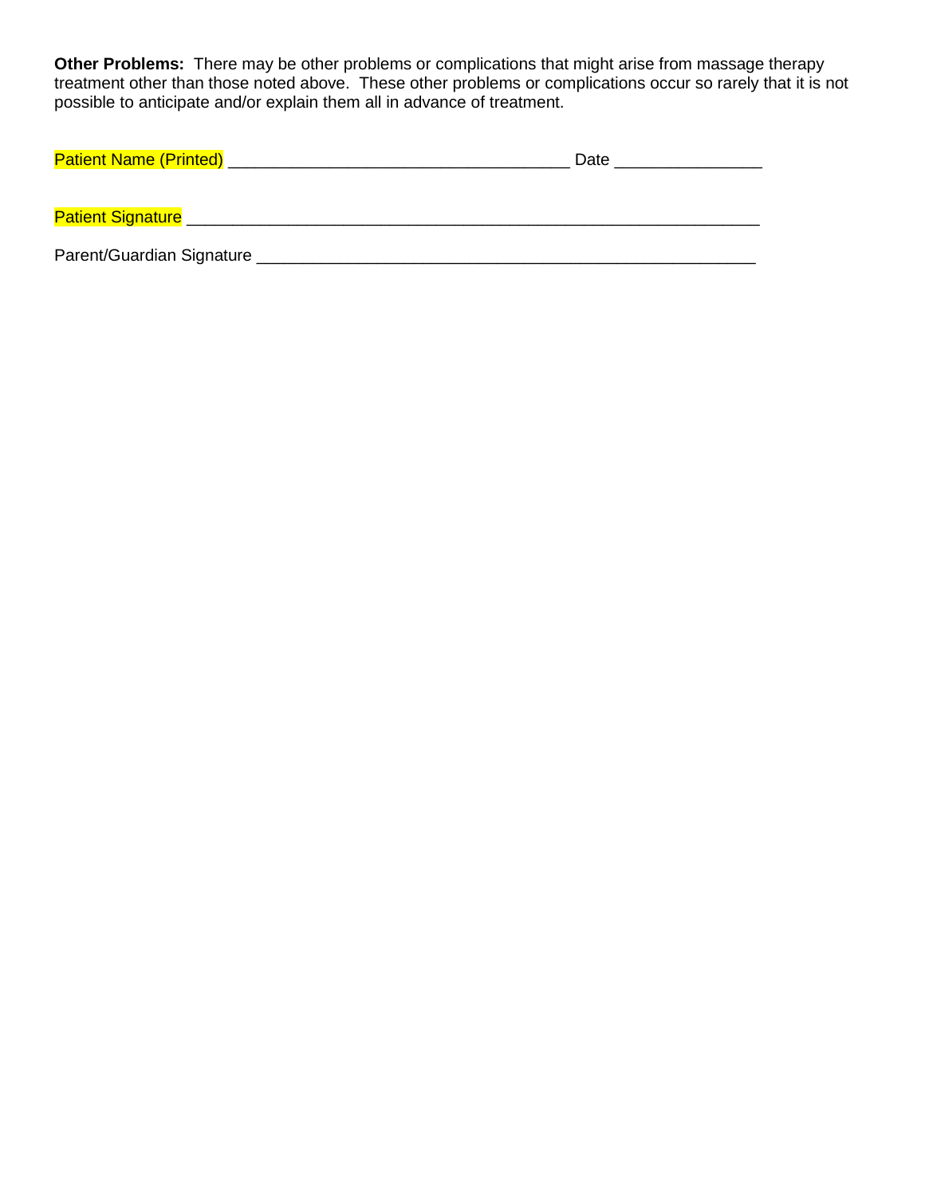**Other Problems:** There may be other problems or complications that might arise from massage therapy treatment other than those noted above. These other problems or complications occur so rarely that it is not possible to anticipate and/or explain them all in advance of treatment.

Patient Name (Printed) ____________________________________ Date _______________

Patient Signature ____________________________________________________________

Parent/Guardian Signature _____________________________________________________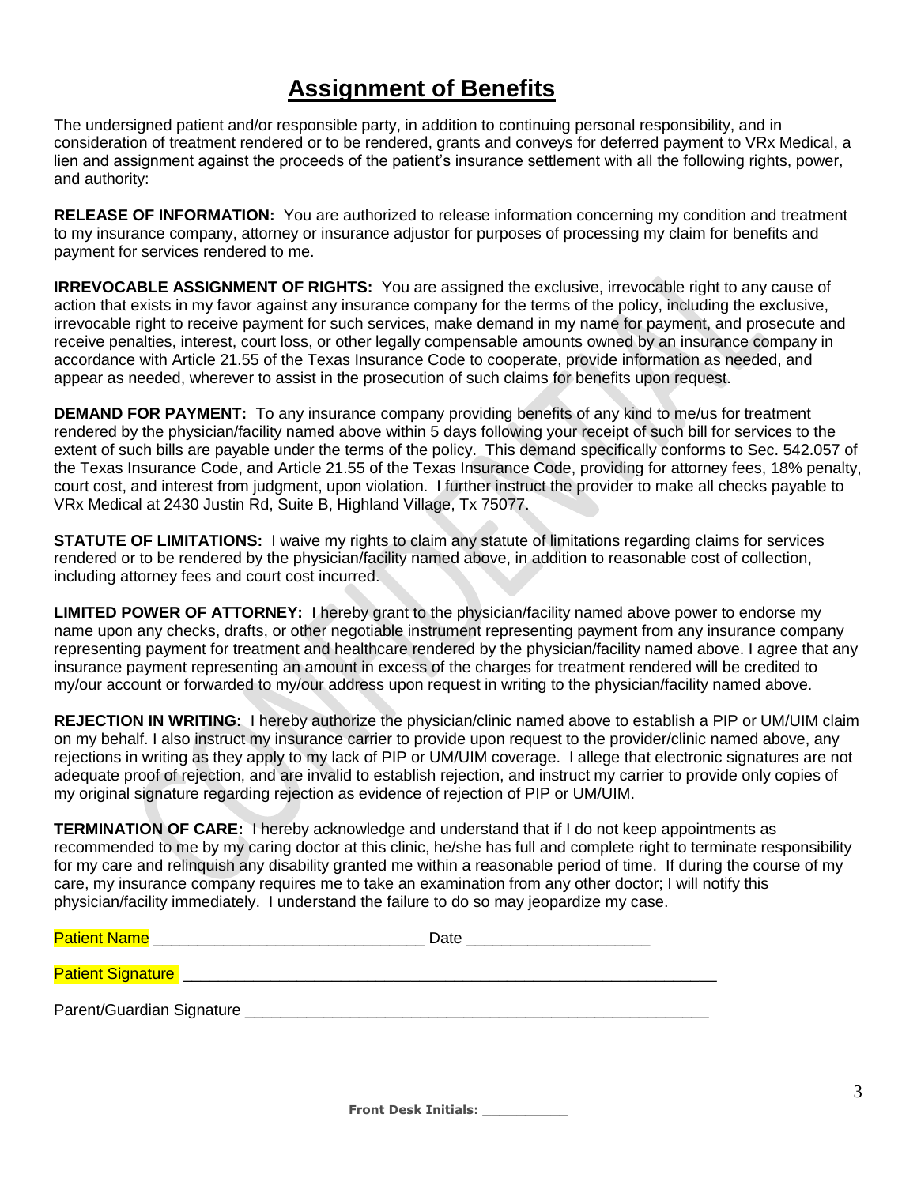# Assignment of Benefits

The undersigned patient and/or responsible party, in addition to continuing personal responsibility, and in consideration of treatment rendered or to be rendered, grants and conveys for deferred payment to VRx Medical, a lien and assignment against the proceeds of the patient's insurance settlement with all the following rights, power, and authority:

**RELEASE OF INFORMATION:** You are authorized to release information concerning my condition and treatment to my insurance company, attorney or insurance adjustor for purposes of processing my claim for benefits and payment for services rendered to me.

**IRREVOCABLE ASSIGNMENT OF RIGHTS:** You are assigned the exclusive, irrevocable right to any cause of action that exists in my favor against any insurance company for the terms of the policy, including the exclusive, irrevocable right to receive payment for such services, make demand in my name for payment, and prosecute and receive penalties, interest, court loss, or other legally compensable amounts owned by an insurance company in accordance with Article 21.55 of the Texas Insurance Code to cooperate, provide information as needed, and appear as needed, wherever to assist in the prosecution of such claims for benefits upon request.

**DEMAND FOR PAYMENT:** To any insurance company providing benefits of any kind to me/us for treatment rendered by the physician/facility named above within 5 days following your receipt of such bill for services to the extent of such bills are payable under the terms of the policy. This demand specifically conforms to Sec. 542.057 of the Texas Insurance Code, and Article 21.55 of the Texas Insurance Code, providing for attorney fees, 18% penalty, court cost, and interest from judgment, upon violation. I further instruct the provider to make all checks payable to VRx Medical at 2430 Justin Rd, Suite B, Highland Village, Tx 75077.

**STATUTE OF LIMITATIONS:** I waive my rights to claim any statute of limitations regarding claims for services rendered or to be rendered by the physician/facility named above, in addition to reasonable cost of collection, including attorney fees and court cost incurred.

**LIMITED POWER OF ATTORNEY:** I hereby grant to the physician/facility named above power to endorse my name upon any checks, drafts, or other negotiable instrument representing payment from any insurance company representing payment for treatment and healthcare rendered by the physician/facility named above. I agree that any insurance payment representing an amount in excess of the charges for treatment rendered will be credited to my/our account or forwarded to my/our address upon request in writing to the physician/facility named above.

**REJECTION IN WRITING:** I hereby authorize the physician/clinic named above to establish a PIP or UM/UIM claim on my behalf. I also instruct my insurance carrier to provide upon request to the provider/clinic named above, any rejections in writing as they apply to my lack of PIP or UM/UIM coverage. I allege that electronic signatures are not adequate proof of rejection, and are invalid to establish rejection, and instruct my carrier to provide only copies of my original signature regarding rejection as evidence of rejection of PIP or UM/UIM.

**TERMINATION OF CARE:** I hereby acknowledge and understand that if I do not keep appointments as recommended to me by my caring doctor at this clinic, he/she has full and complete right to terminate responsibility for my care and relinquish any disability granted me within a reasonable period of time. If during the course of my care, my insurance company requires me to take an examination from any other doctor; I will notify this physician/facility immediately. I understand the failure to do so may jeopardize my case.

Patient Name ______________________________ Date ____________________

Patient Signature ____________________________________________________________

Parent/Guardian Signature ______________________________________________________

**Front Desk Initials:** __________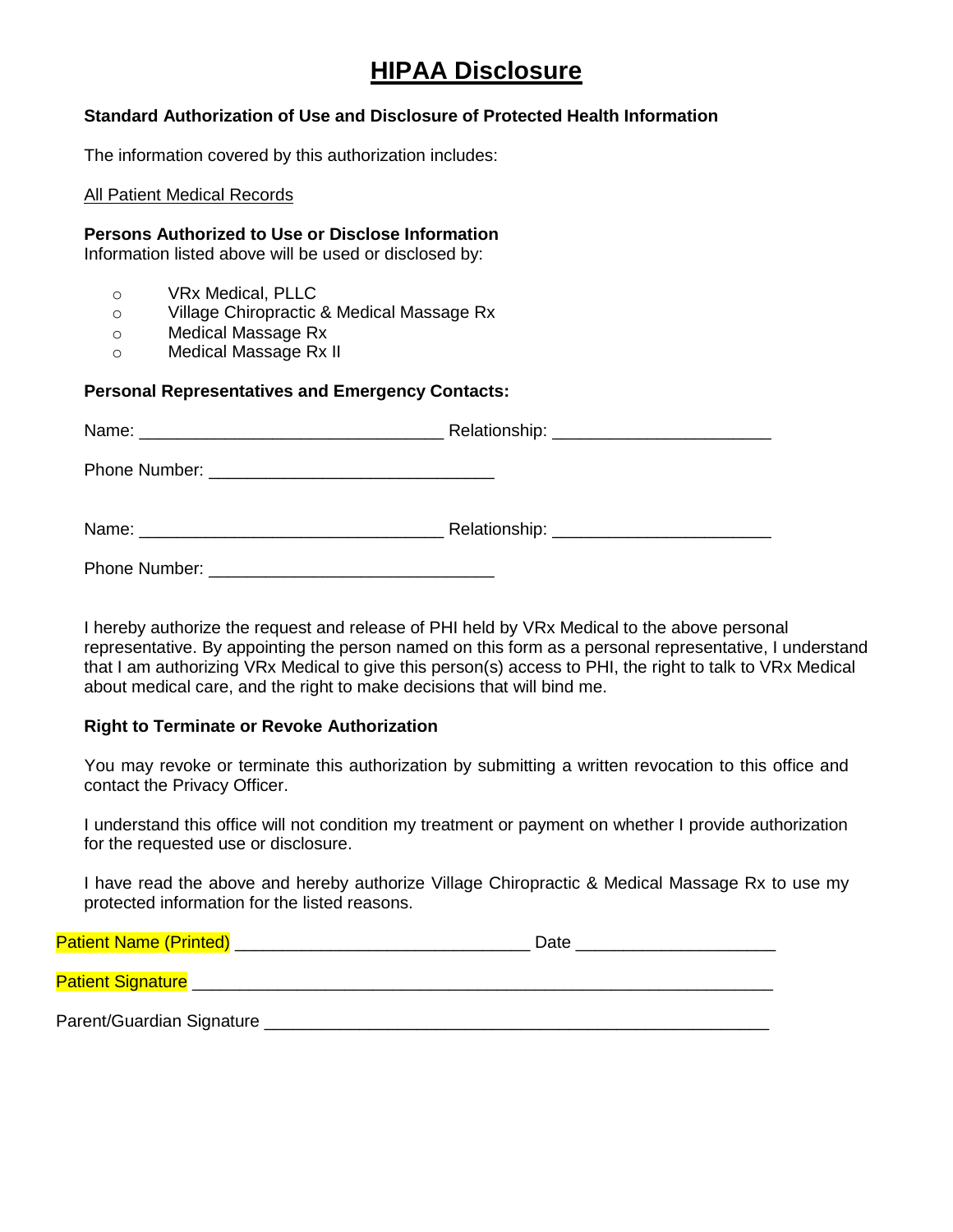# HIPAA Disclosure

**Standard Authorization of Use and Disclosure of Protected Health Information**

The information covered by this authorization includes:

All Patient Medical Records

**Persons Authorized to Use or Disclose Information**
Information listed above will be used or disclosed by:

- VRx Medical, PLLC
- Village Chiropractic & Medical Massage Rx
- Medical Massage Rx
- Medical Massage Rx II

**Personal Representatives and Emergency Contacts:**

Name: _______________________________ Relationship: ______________________

Phone Number: _____________________________

Name: _______________________________ Relationship: ______________________

Phone Number: _____________________________

I hereby authorize the request and release of PHI held by VRx Medical to the above personal representative. By appointing the person named on this form as a personal representative, I understand that I am authorizing VRx Medical to give this person(s) access to PHI, the right to talk to VRx Medical about medical care, and the right to make decisions that will bind me.

**Right to Terminate or Revoke Authorization**

You may revoke or terminate this authorization by submitting a written revocation to this office and contact the Privacy Officer.

I understand this office will not condition my treatment or payment on whether I provide authorization for the requested use or disclosure.

I have read the above and hereby authorize Village Chiropractic & Medical Massage Rx to use my protected information for the listed reasons.

Patient Name (Printed) ______________________________ Date ____________________

Patient Signature ___________________________________________________________

Parent/Guardian Signature ___________________________________________________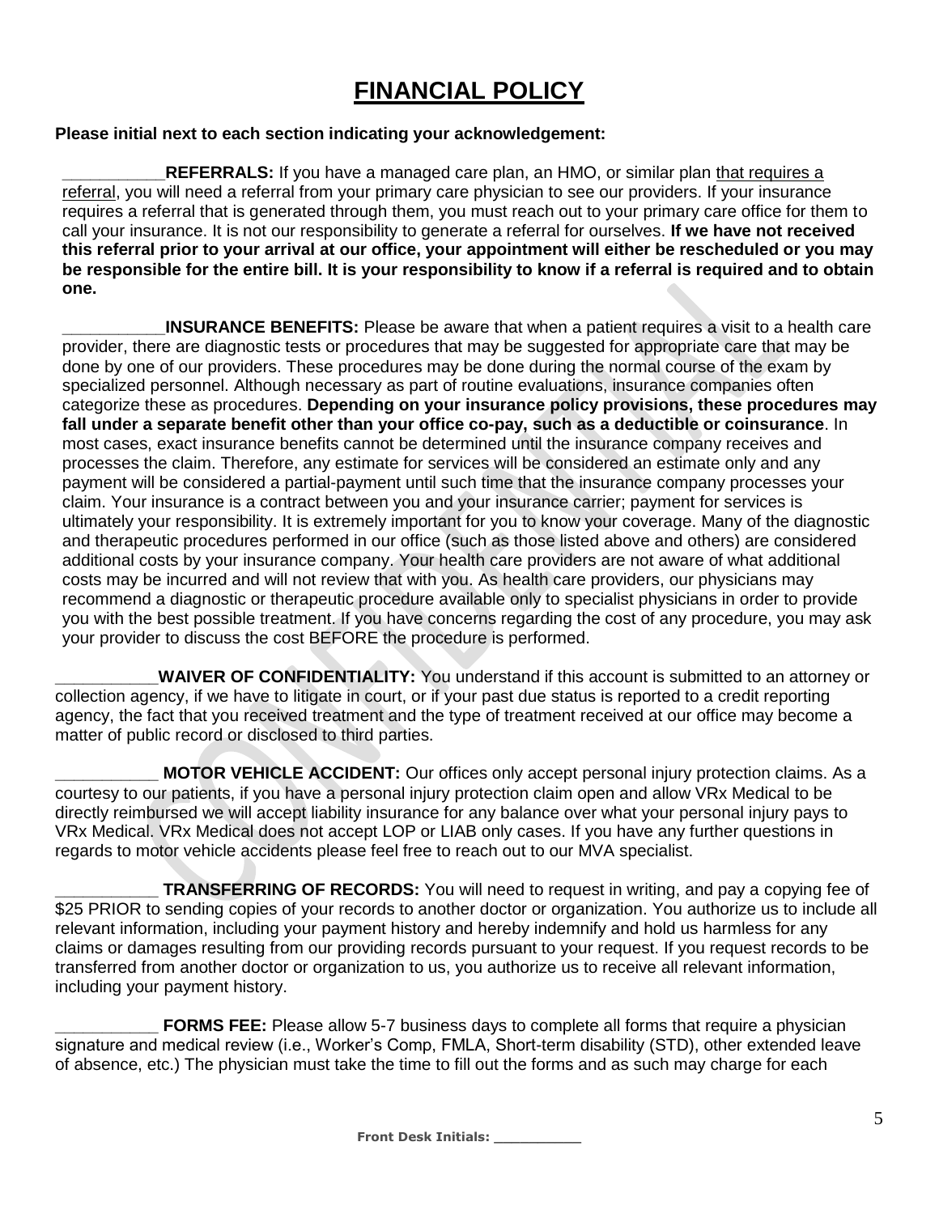# FINANCIAL POLICY

**Please initial next to each section indicating your acknowledgement:**

___________**REFERRALS:** If you have a managed care plan, an HMO, or similar plan that requires a referral, you will need a referral from your primary care physician to see our providers. If your insurance requires a referral that is generated through them, you must reach out to your primary care office for them to call your insurance. It is not our responsibility to generate a referral for ourselves. **If we have not received this referral prior to your arrival at our office, your appointment will either be rescheduled or you may be responsible for the entire bill. It is your responsibility to know if a referral is required and to obtain one.**

___________**INSURANCE BENEFITS:** Please be aware that when a patient requires a visit to a health care provider, there are diagnostic tests or procedures that may be suggested for appropriate care that may be done by one of our providers. These procedures may be done during the normal course of the exam by specialized personnel. Although necessary as part of routine evaluations, insurance companies often categorize these as procedures. **Depending on your insurance policy provisions, these procedures may fall under a separate benefit other than your office co-pay, such as a deductible or coinsurance**. In most cases, exact insurance benefits cannot be determined until the insurance company receives and processes the claim. Therefore, any estimate for services will be considered an estimate only and any payment will be considered a partial-payment until such time that the insurance company processes your claim. Your insurance is a contract between you and your insurance carrier; payment for services is ultimately your responsibility. It is extremely important for you to know your coverage. Many of the diagnostic and therapeutic procedures performed in our office (such as those listed above and others) are considered additional costs by your insurance company. Your health care providers are not aware of what additional costs may be incurred and will not review that with you. As health care providers, our physicians may recommend a diagnostic or therapeutic procedure available only to specialist physicians in order to provide you with the best possible treatment. If you have concerns regarding the cost of any procedure, you may ask your provider to discuss the cost BEFORE the procedure is performed.

___________**WAIVER OF CONFIDENTIALITY:** You understand if this account is submitted to an attorney or collection agency, if we have to litigate in court, or if your past due status is reported to a credit reporting agency, the fact that you received treatment and the type of treatment received at our office may become a matter of public record or disclosed to third parties.

___________ **MOTOR VEHICLE ACCIDENT:** Our offices only accept personal injury protection claims. As a courtesy to our patients, if you have a personal injury protection claim open and allow VRx Medical to be directly reimbursed we will accept liability insurance for any balance over what your personal injury pays to VRx Medical. VRx Medical does not accept LOP or LIAB only cases. If you have any further questions in regards to motor vehicle accidents please feel free to reach out to our MVA specialist.

___________ **TRANSFERRING OF RECORDS:** You will need to request in writing, and pay a copying fee of $25 PRIOR to sending copies of your records to another doctor or organization. You authorize us to include all relevant information, including your payment history and hereby indemnify and hold us harmless for any claims or damages resulting from our providing records pursuant to your request. If you request records to be transferred from another doctor or organization to us, you authorize us to receive all relevant information, including your payment history.

___________ **FORMS FEE:** Please allow 5-7 business days to complete all forms that require a physician signature and medical review (i.e., Worker's Comp, FMLA, Short-term disability (STD), other extended leave of absence, etc.) The physician must take the time to fill out the forms and as such may charge for each

**Front Desk Initials: ___________**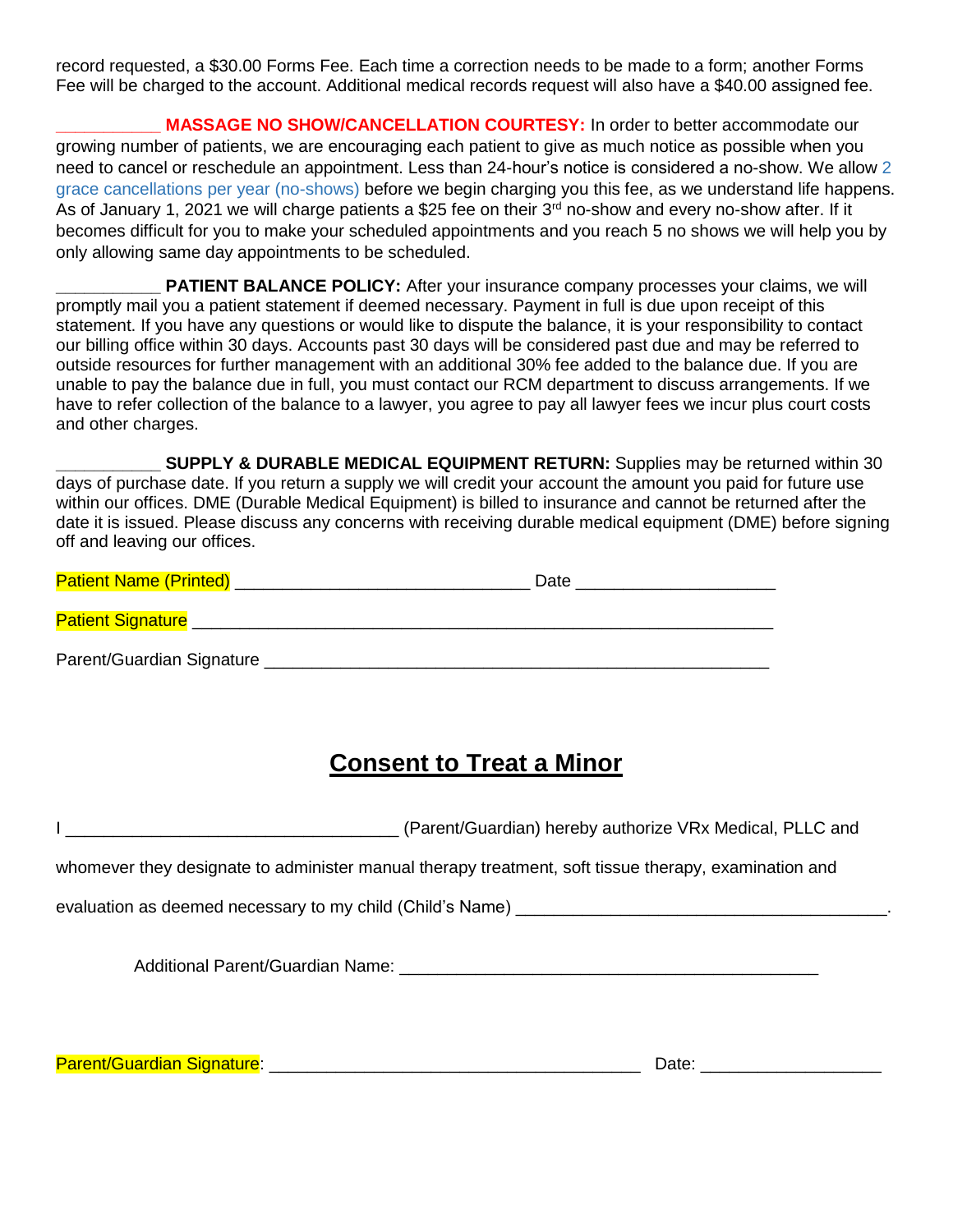record requested, a $30.00 Forms Fee. Each time a correction needs to be made to a form; another Forms Fee will be charged to the account. Additional medical records request will also have a $40.00 assigned fee.

___________ **MASSAGE NO SHOW/CANCELLATION COURTESY:** In order to better accommodate our growing number of patients, we are encouraging each patient to give as much notice as possible when you need to cancel or reschedule an appointment. Less than 24-hour's notice is considered a no-show. We allow 2 grace cancellations per year (no-shows) before we begin charging you this fee, as we understand life happens. As of January 1, 2021 we will charge patients a $25 fee on their 3rd no-show and every no-show after. If it becomes difficult for you to make your scheduled appointments and you reach 5 no shows we will help you by only allowing same day appointments to be scheduled.

___________ **PATIENT BALANCE POLICY:** After your insurance company processes your claims, we will promptly mail you a patient statement if deemed necessary. Payment in full is due upon receipt of this statement. If you have any questions or would like to dispute the balance, it is your responsibility to contact our billing office within 30 days. Accounts past 30 days will be considered past due and may be referred to outside resources for further management with an additional 30% fee added to the balance due. If you are unable to pay the balance due in full, you must contact our RCM department to discuss arrangements. If we have to refer collection of the balance to a lawyer, you agree to pay all lawyer fees we incur plus court costs and other charges.

___________ **SUPPLY & DURABLE MEDICAL EQUIPMENT RETURN:** Supplies may be returned within 30 days of purchase date. If you return a supply we will credit your account the amount you paid for future use within our offices. DME (Durable Medical Equipment) is billed to insurance and cannot be returned after the date it is issued. Please discuss any concerns with receiving durable medical equipment (DME) before signing off and leaving our offices.

Patient Name (Printed) ______________________________ Date ____________________

Patient Signature ____________________________________________________________

Parent/Guardian Signature ____________________________________________________

## Consent to Treat a Minor

I __________________________________ (Parent/Guardian) hereby authorize VRx Medical, PLLC and whomever they designate to administer manual therapy treatment, soft tissue therapy, examination and evaluation as deemed necessary to my child (Child's Name) _______________________________________.

Additional Parent/Guardian Name: ___________________________________________

Parent/Guardian Signature: _______________________________________ Date: __________________